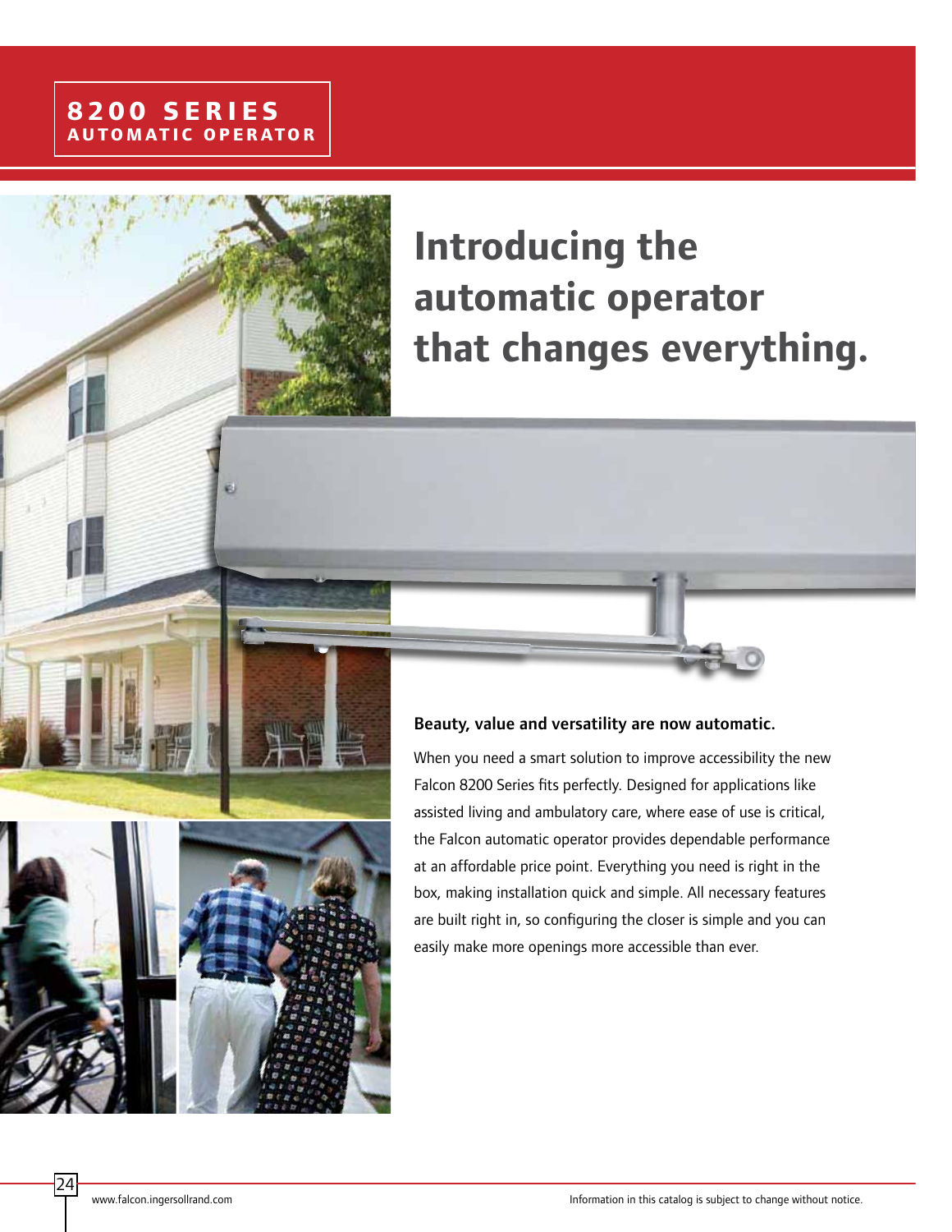# 8200 SERIES
## AUTOMATIC OPERATOR

# Introducing the automatic operator that changes everything.

**Beauty, value and versatility are now automatic.**

When you need a smart solution to improve accessibility the new Falcon 8200 Series fits perfectly. Designed for applications like assisted living and ambulatory care, where ease of use is critical, the Falcon automatic operator provides dependable performance at an affordable price point. Everything you need is right in the box, making installation quick and simple. All necessary features are built right in, so configuring the closer is simple and you can easily make more openings more accessible than ever.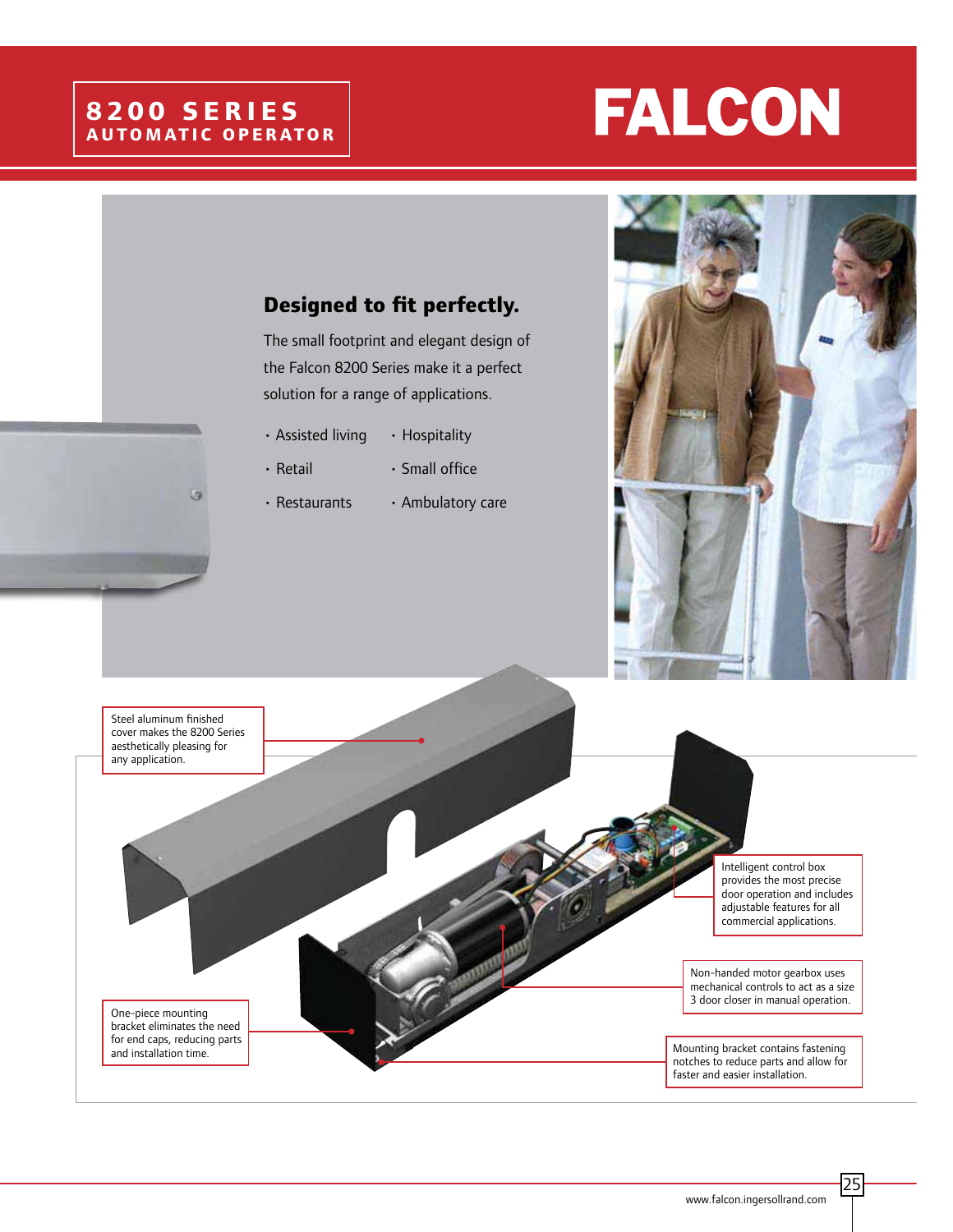# 8200 SERIES
## AUTOMATIC OPERATOR

# FALCON

### Designed to fit perfectly.

The small footprint and elegant design of the Falcon 8200 Series make it a perfect solution for a range of applications.

- Assisted living
- Hospitality
- Retail
- Small office
- Restaurants
- Ambulatory care

Steel aluminum finished cover makes the 8200 Series aesthetically pleasing for any application.

Intelligent control box provides the most precise door operation and includes adjustable features for all commercial applications.

Non-handed motor gearbox uses mechanical controls to act as a size 3 door closer in manual operation.

One-piece mounting bracket eliminates the need for end caps, reducing parts and installation time.

Mounting bracket contains fastening notches to reduce parts and allow for faster and easier installation.

www.falcon.ingersollrand.com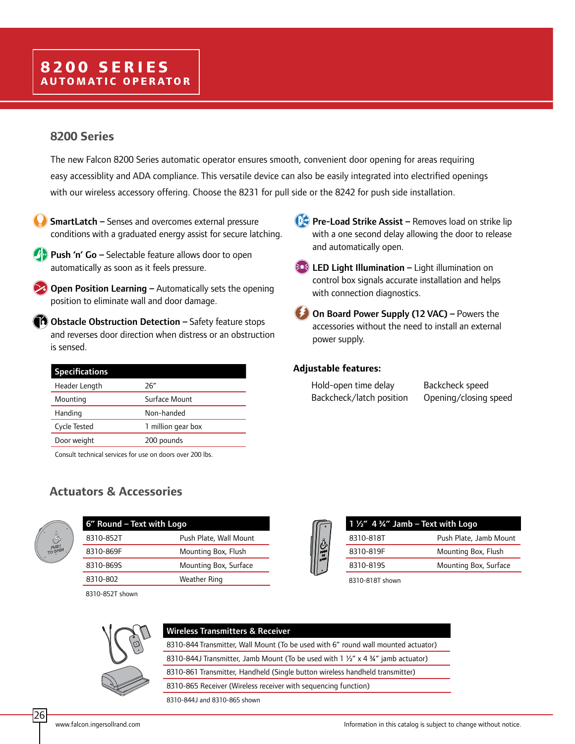# 8200 SERIES
## AUTOMATIC OPERATOR

## 8200 Series

The new Falcon 8200 Series automatic operator ensures smooth, convenient door opening for areas requiring easy accessiblity and ADA compliance. This versatile device can also be easily integrated into electrified openings with our wireless accessory offering. Choose the 8231 for pull side or the 8242 for push side installation.

**SmartLatch –** Senses and overcomes external pressure conditions with a graduated energy assist for secure latching.

**Push 'n' Go –** Selectable feature allows door to open automatically as soon as it feels pressure.

**Open Position Learning –** Automatically sets the opening position to eliminate wall and door damage.

**Obstacle Obstruction Detection –** Safety feature stops and reverses door direction when distress or an obstruction is sensed.

**Pre-Load Strike Assist –** Removes load on strike lip with a one second delay allowing the door to release and automatically open.

**LED Light Illumination –** Light illumination on control box signals accurate installation and helps with connection diagnostics.

**On Board Power Supply (12 VAC) –** Powers the accessories without the need to install an external power supply.

| Specifications | |
|---|---|
| Header Length | 26″ |
| Mounting | Surface Mount |
| Handing | Non-handed |
| Cycle Tested | 1 million gear box |
| Door weight | 200 pounds |

Consult technical services for use on doors over 200 lbs.

**Adjustable features:**

| | |
|---|---|
| Hold-open time delay | Backcheck speed |
| Backcheck/latch position | Opening/closing speed |

## Actuators & Accessories

| 6″ Round – Text with Logo | |
|---|---|
| 8310-852T | Push Plate, Wall Mount |
| 8310-869F | Mounting Box, Flush |
| 8310-869S | Mounting Box, Surface |
| 8310-802 | Weather Ring |

8310-852T shown

| 1 ½″ 4 ¾″ Jamb – Text with Logo | |
|---|---|
| 8310-818T | Push Plate, Jamb Mount |
| 8310-819F | Mounting Box, Flush |
| 8310-819S | Mounting Box, Surface |

8310-818T shown

| Wireless Transmitters & Receiver |
|---|
| 8310-844 Transmitter, Wall Mount (To be used with 6″ round wall mounted actuator) |
| 8310-844J Transmitter, Jamb Mount (To be used with 1 ½″ x 4 ¾″ jamb actuator) |
| 8310-861 Transmitter, Handheld (Single button wireless handheld transmitter) |
| 8310-865 Receiver (Wireless receiver with sequencing function) |

8310-844J and 8310-865 shown

www.falcon.ingersollrand.com

Information in this catalog is subject to change without notice.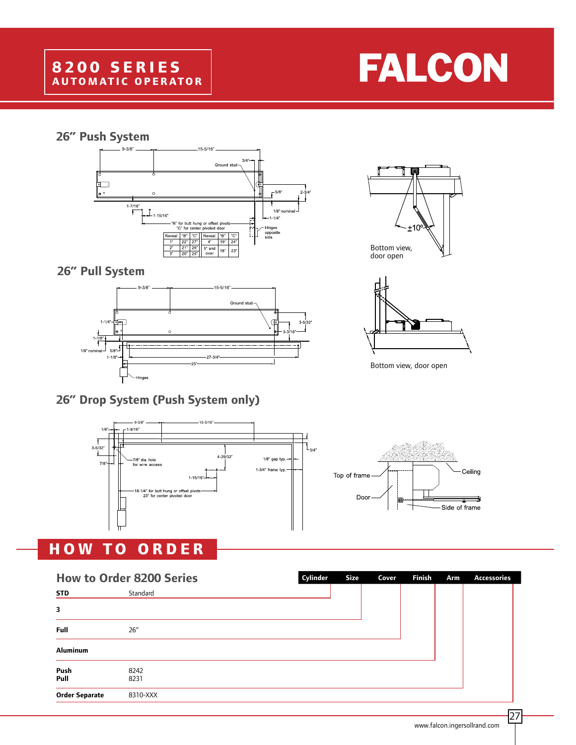# 8200 SERIES
## AUTOMATIC OPERATOR

FALCON

## 26" Push System

9-3/8"
15-5/16"
3/4"
Ground stud
5/8"
2-3/4"
1-7/16"
1/8" nominal
1-15/16"
1-1/4"
"B" for butt hung or offset pivots
"C" for center pivoted door
Hinges opposite side

| Reveal | "B" | "C" | Reveal | "B" | "C" |
|---|---|---|---|---|---|
| 1" | 22" | 27" | 4" | 19" | 24" |
| 2" | 21" | 26" | 5" and over | 18" | 23" |
| 3" | 20" | 25" | | | |

±10°

Bottom view, door open

## 26" Pull System

9-3/8"
15-5/16"
Ground stud
1-1/4"
3-5/32"
3-3/16"
1-1/8"
1/8" nominal
5/8"
1-1/8"
27-3/4"
25"
Hinges

Bottom view, door open

## 26" Drop System (Push System only)

9-3/8"
15-5/16"
1/8"
1-9/16"
3-5/32"
3/4"
7/8" dia. hole for wire access
7/8"
4-29/32"
1/8" gap typ.
1-3/4" frame typ.
1-15/16"
18-1/4" for butt hung or offset pivots
23" for center pivoted door

Top of frame
Ceiling
Door
Side of frame

# HOW TO ORDER

## How to Order 8200 Series

| Cylinder | Size | Cover | Finish | Arm | Accessories |
|---|---|---|---|---|---|

| | |
|---|---|
| **STD** | Standard |
| **3** | |
| **Full** | 26" |
| **Aluminum** | |
| **Push**<br>**Pull** | 8242<br>8231 |
| **Order Separate** | 8310-XXX |

www.falcon.ingersollrand.com